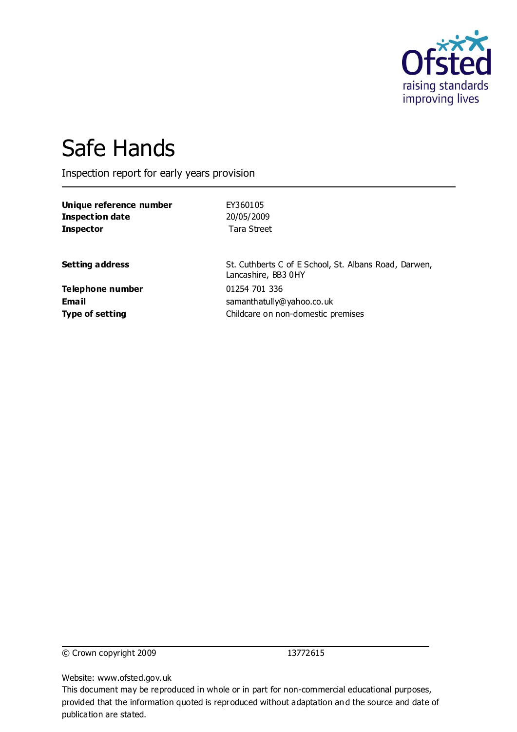Ofsted
raising standards
improving lives

# Safe Hands

Inspection report for early years provision

| | |
|---|---|
| **Unique reference number** | EY360105 |
| **Inspection date** | 20/05/2009 |
| **Inspector** | Tara Street |

| | |
|---|---|
| **Setting address** | St. Cuthberts C of E School, St. Albans Road, Darwen, Lancashire, BB3 0HY |
| **Telephone number** | 01254 701 336 |
| **Email** | samanthatully@yahoo.co.uk |
| **Type of setting** | Childcare on non-domestic premises |

© Crown copyright 2009 13772615

Website: www.ofsted.gov.uk

This document may be reproduced in whole or in part for non-commercial educational purposes, provided that the information quoted is reproduced without adaptation and the source and date of publication are stated.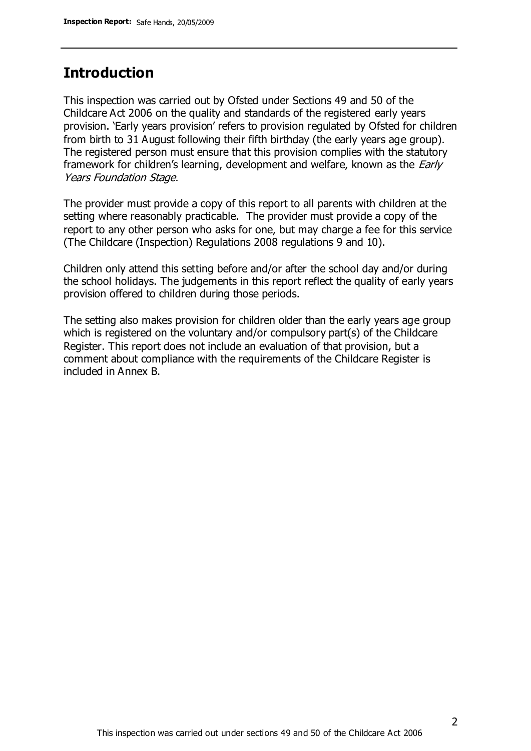## Introduction

This inspection was carried out by Ofsted under Sections 49 and 50 of the Childcare Act 2006 on the quality and standards of the registered early years provision. 'Early years provision' refers to provision regulated by Ofsted for children from birth to 31 August following their fifth birthday (the early years age group). The registered person must ensure that this provision complies with the statutory framework for children's learning, development and welfare, known as the *Early Years Foundation Stage.*

The provider must provide a copy of this report to all parents with children at the setting where reasonably practicable. The provider must provide a copy of the report to any other person who asks for one, but may charge a fee for this service (The Childcare (Inspection) Regulations 2008 regulations 9 and 10).

Children only attend this setting before and/or after the school day and/or during the school holidays. The judgements in this report reflect the quality of early years provision offered to children during those periods.

The setting also makes provision for children older than the early years age group which is registered on the voluntary and/or compulsory part(s) of the Childcare Register. This report does not include an evaluation of that provision, but a comment about compliance with the requirements of the Childcare Register is included in Annex B.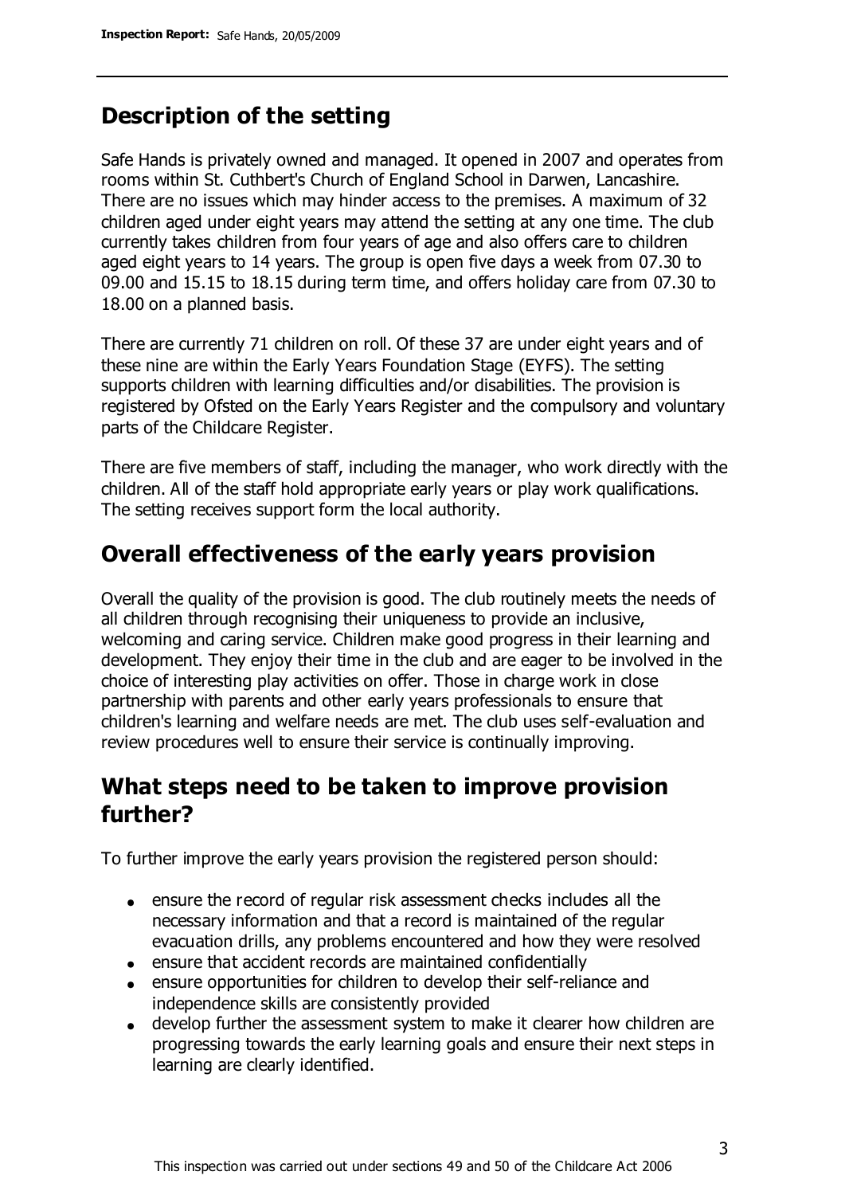## Description of the setting

Safe Hands is privately owned and managed. It opened in 2007 and operates from rooms within St. Cuthbert's Church of England School in Darwen, Lancashire. There are no issues which may hinder access to the premises. A maximum of 32 children aged under eight years may attend the setting at any one time. The club currently takes children from four years of age and also offers care to children aged eight years to 14 years. The group is open five days a week from 07.30 to 09.00 and 15.15 to 18.15 during term time, and offers holiday care from 07.30 to 18.00 on a planned basis.

There are currently 71 children on roll. Of these 37 are under eight years and of these nine are within the Early Years Foundation Stage (EYFS). The setting supports children with learning difficulties and/or disabilities. The provision is registered by Ofsted on the Early Years Register and the compulsory and voluntary parts of the Childcare Register.

There are five members of staff, including the manager, who work directly with the children. All of the staff hold appropriate early years or play work qualifications. The setting receives support form the local authority.

## Overall effectiveness of the early years provision

Overall the quality of the provision is good. The club routinely meets the needs of all children through recognising their uniqueness to provide an inclusive, welcoming and caring service. Children make good progress in their learning and development. They enjoy their time in the club and are eager to be involved in the choice of interesting play activities on offer. Those in charge work in close partnership with parents and other early years professionals to ensure that children's learning and welfare needs are met. The club uses self-evaluation and review procedures well to ensure their service is continually improving.

## What steps need to be taken to improve provision further?

To further improve the early years provision the registered person should:

- ensure the record of regular risk assessment checks includes all the necessary information and that a record is maintained of the regular evacuation drills, any problems encountered and how they were resolved
- ensure that accident records are maintained confidentially
- ensure opportunities for children to develop their self-reliance and independence skills are consistently provided
- develop further the assessment system to make it clearer how children are progressing towards the early learning goals and ensure their next steps in learning are clearly identified.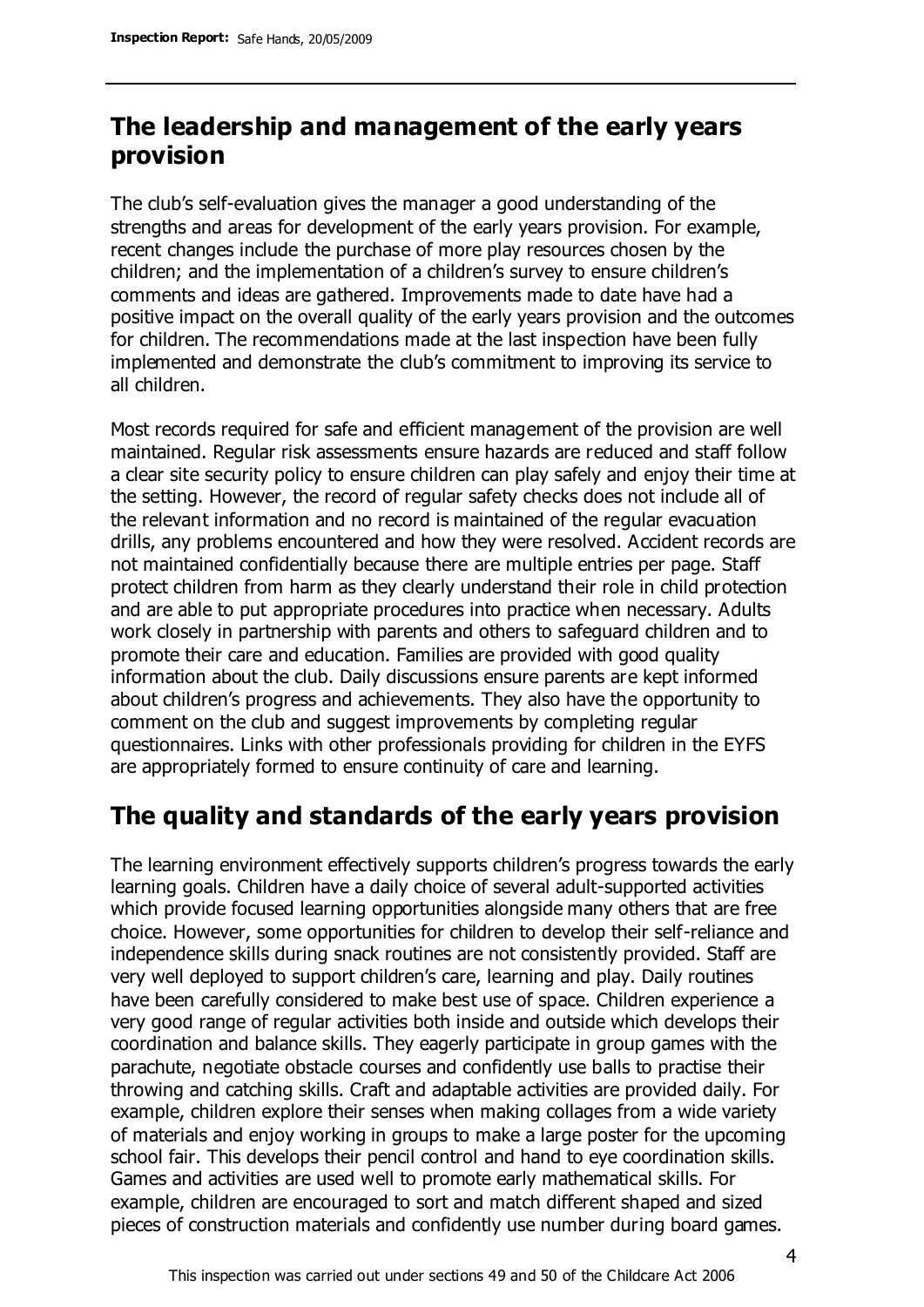## The leadership and management of the early years provision

The club's self-evaluation gives the manager a good understanding of the strengths and areas for development of the early years provision. For example, recent changes include the purchase of more play resources chosen by the children; and the implementation of a children's survey to ensure children's comments and ideas are gathered. Improvements made to date have had a positive impact on the overall quality of the early years provision and the outcomes for children. The recommendations made at the last inspection have been fully implemented and demonstrate the club's commitment to improving its service to all children.

Most records required for safe and efficient management of the provision are well maintained. Regular risk assessments ensure hazards are reduced and staff follow a clear site security policy to ensure children can play safely and enjoy their time at the setting. However, the record of regular safety checks does not include all of the relevant information and no record is maintained of the regular evacuation drills, any problems encountered and how they were resolved. Accident records are not maintained confidentially because there are multiple entries per page. Staff protect children from harm as they clearly understand their role in child protection and are able to put appropriate procedures into practice when necessary. Adults work closely in partnership with parents and others to safeguard children and to promote their care and education. Families are provided with good quality information about the club. Daily discussions ensure parents are kept informed about children's progress and achievements. They also have the opportunity to comment on the club and suggest improvements by completing regular questionnaires. Links with other professionals providing for children in the EYFS are appropriately formed to ensure continuity of care and learning.

## The quality and standards of the early years provision

The learning environment effectively supports children's progress towards the early learning goals. Children have a daily choice of several adult-supported activities which provide focused learning opportunities alongside many others that are free choice. However, some opportunities for children to develop their self-reliance and independence skills during snack routines are not consistently provided. Staff are very well deployed to support children's care, learning and play. Daily routines have been carefully considered to make best use of space. Children experience a very good range of regular activities both inside and outside which develops their coordination and balance skills. They eagerly participate in group games with the parachute, negotiate obstacle courses and confidently use balls to practise their throwing and catching skills. Craft and adaptable activities are provided daily. For example, children explore their senses when making collages from a wide variety of materials and enjoy working in groups to make a large poster for the upcoming school fair. This develops their pencil control and hand to eye coordination skills. Games and activities are used well to promote early mathematical skills. For example, children are encouraged to sort and match different shaped and sized pieces of construction materials and confidently use number during board games.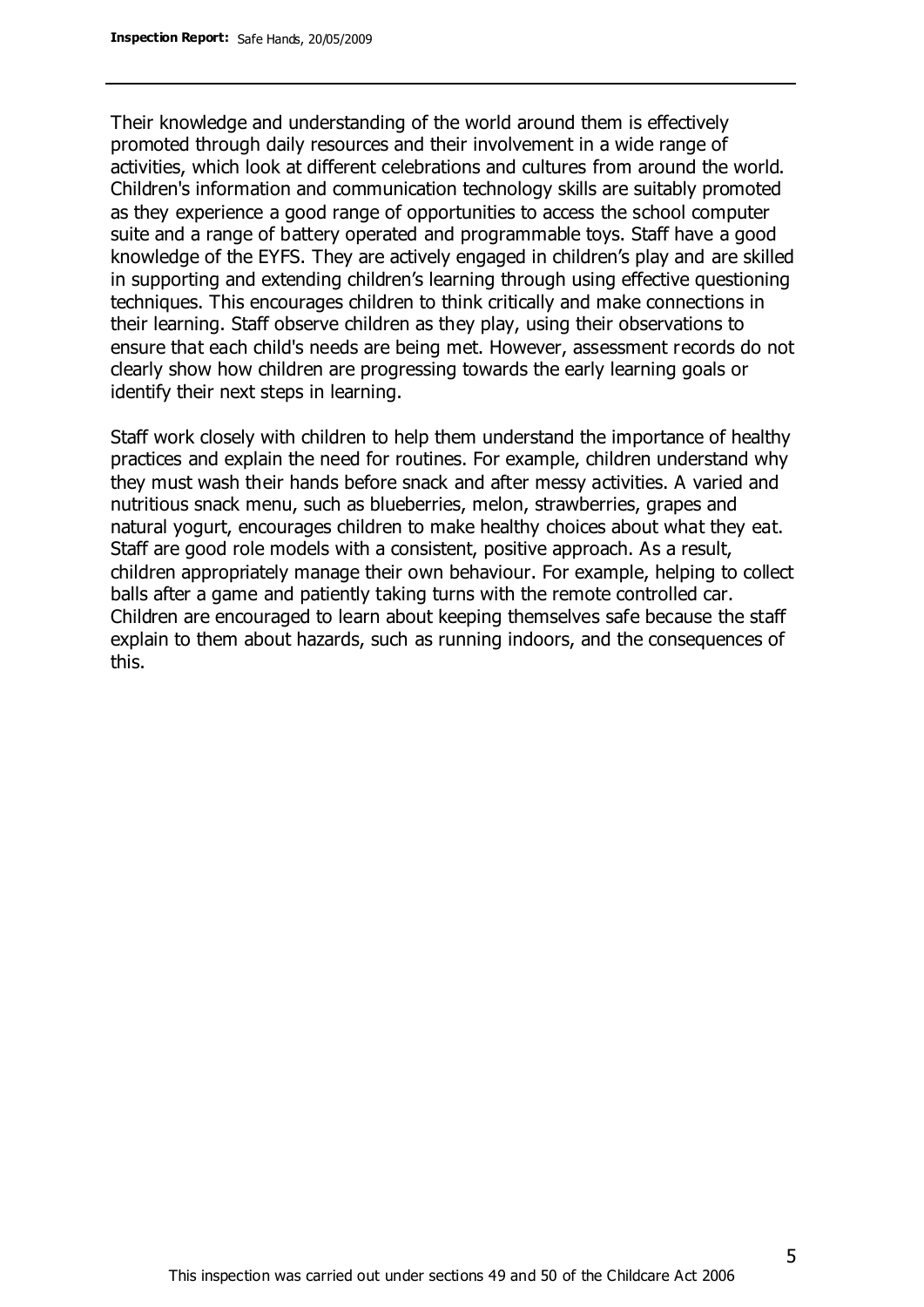Their knowledge and understanding of the world around them is effectively promoted through daily resources and their involvement in a wide range of activities, which look at different celebrations and cultures from around the world. Children's information and communication technology skills are suitably promoted as they experience a good range of opportunities to access the school computer suite and a range of battery operated and programmable toys. Staff have a good knowledge of the EYFS. They are actively engaged in children's play and are skilled in supporting and extending children's learning through using effective questioning techniques. This encourages children to think critically and make connections in their learning. Staff observe children as they play, using their observations to ensure that each child's needs are being met. However, assessment records do not clearly show how children are progressing towards the early learning goals or identify their next steps in learning.

Staff work closely with children to help them understand the importance of healthy practices and explain the need for routines. For example, children understand why they must wash their hands before snack and after messy activities. A varied and nutritious snack menu, such as blueberries, melon, strawberries, grapes and natural yogurt, encourages children to make healthy choices about what they eat. Staff are good role models with a consistent, positive approach. As a result, children appropriately manage their own behaviour. For example, helping to collect balls after a game and patiently taking turns with the remote controlled car. Children are encouraged to learn about keeping themselves safe because the staff explain to them about hazards, such as running indoors, and the consequences of this.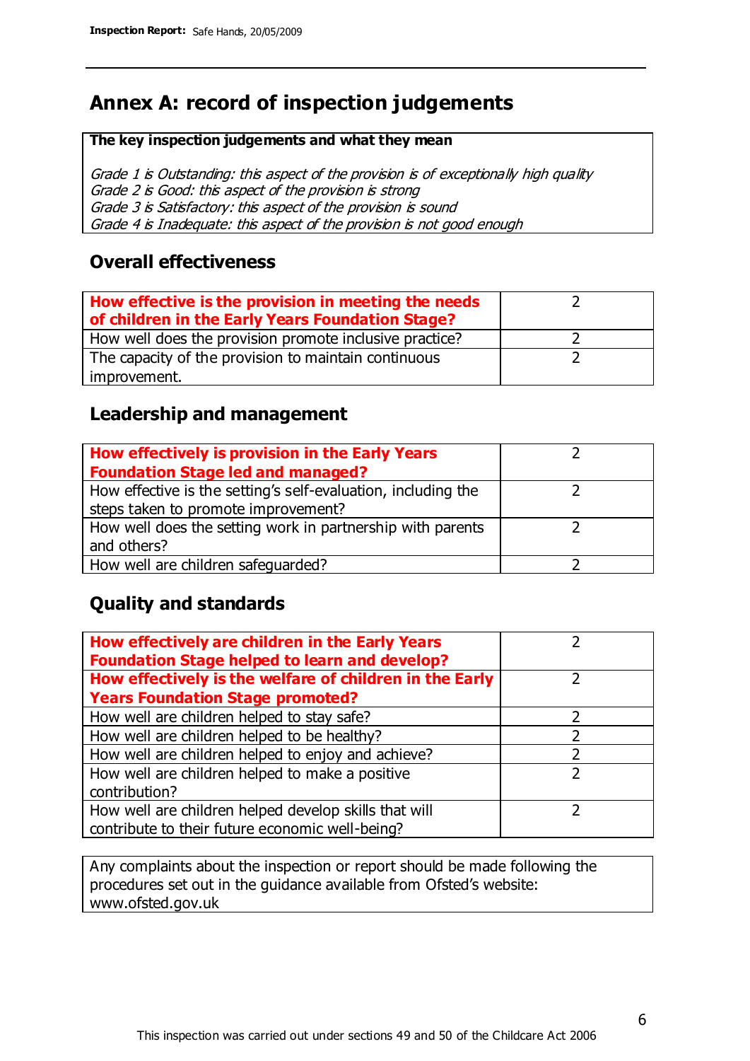# Annex A: record of inspection judgements

**The key inspection judgements and what they mean**

*Grade 1 is Outstanding: this aspect of the provision is of exceptionally high quality*
*Grade 2 is Good: this aspect of the provision is strong*
*Grade 3 is Satisfactory: this aspect of the provision is sound*
*Grade 4 is Inadequate: this aspect of the provision is not good enough*

## Overall effectiveness

| | |
|---|---|
| **How effective is the provision in meeting the needs of children in the Early Years Foundation Stage?** | 2 |
| How well does the provision promote inclusive practice? | 2 |
| The capacity of the provision to maintain continuous improvement. | 2 |

## Leadership and management

| | |
|---|---|
| **How effectively is provision in the Early Years Foundation Stage led and managed?** | 2 |
| How effective is the setting's self-evaluation, including the steps taken to promote improvement? | 2 |
| How well does the setting work in partnership with parents and others? | 2 |
| How well are children safeguarded? | 2 |

## Quality and standards

| | |
|---|---|
| **How effectively are children in the Early Years Foundation Stage helped to learn and develop?** | 2 |
| **How effectively is the welfare of children in the Early Years Foundation Stage promoted?** | 2 |
| How well are children helped to stay safe? | 2 |
| How well are children helped to be healthy? | 2 |
| How well are children helped to enjoy and achieve? | 2 |
| How well are children helped to make a positive contribution? | 2 |
| How well are children helped develop skills that will contribute to their future economic well-being? | 2 |

Any complaints about the inspection or report should be made following the procedures set out in the guidance available from Ofsted's website: www.ofsted.gov.uk

This inspection was carried out under sections 49 and 50 of the Childcare Act 2006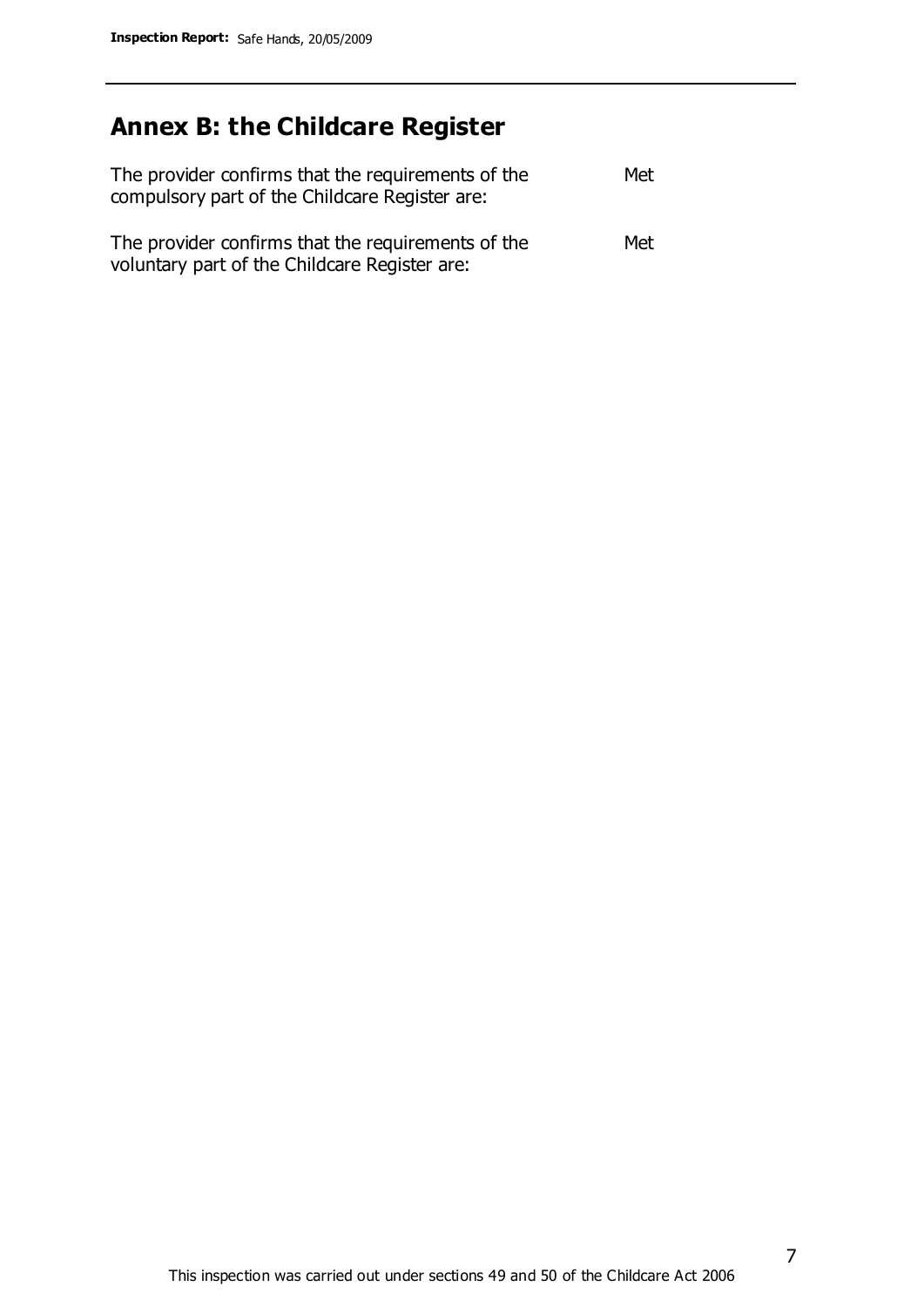## Annex B: the Childcare Register

| | |
|---|---|
| The provider confirms that the requirements of the compulsory part of the Childcare Register are: | Met |
| The provider confirms that the requirements of the voluntary part of the Childcare Register are: | Met |

This inspection was carried out under sections 49 and 50 of the Childcare Act 2006